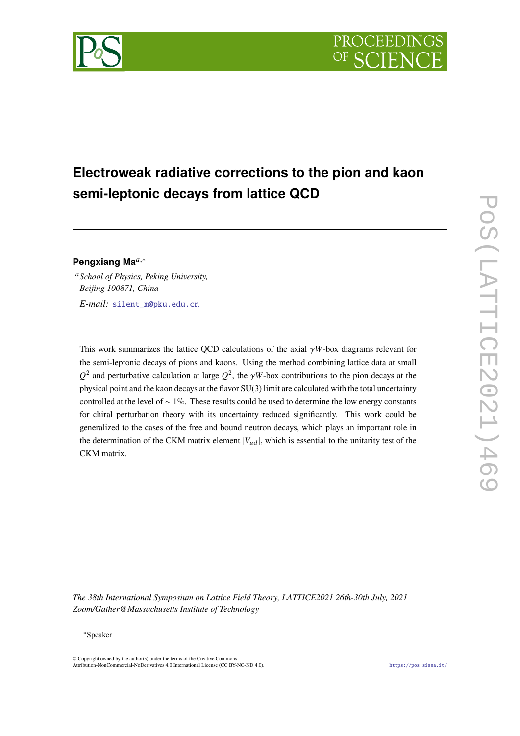# Electroweak radiative corrections to the pion and kaon semi-leptonic decays from lattice QCD

**Pengxiang Ma**[a,*]

[a] *School of Physics, Peking University, Beijing 100871, China*

*E-mail:* silent_m@pku.edu.cn

This work summarizes the lattice QCD calculations of the axial $\gamma W$-box diagrams relevant for the semi-leptonic decays of pions and kaons. Using the method combining lattice data at small $Q^2$ and perturbative calculation at large $Q^2$, the $\gamma W$-box contributions to the pion decays at the physical point and the kaon decays at the flavor SU(3) limit are calculated with the total uncertainty controlled at the level of $\sim 1\%$. These results could be used to determine the low energy constants for chiral perturbation theory with its uncertainty reduced significantly. This work could be generalized to the cases of the free and bound neutron decays, which plays an important role in the determination of the CKM matrix element $|V_{ud}|$, which is essential to the unitarity test of the CKM matrix.

*The 38th International Symposium on Lattice Field Theory, LATTICE2021 26th-30th July, 2021 Zoom/Gather@Massachusetts Institute of Technology*

[*]Speaker

© Copyright owned by the author(s) under the terms of the Creative Commons Attribution-NonCommercial-NoDerivatives 4.0 International License (CC BY-NC-ND 4.0).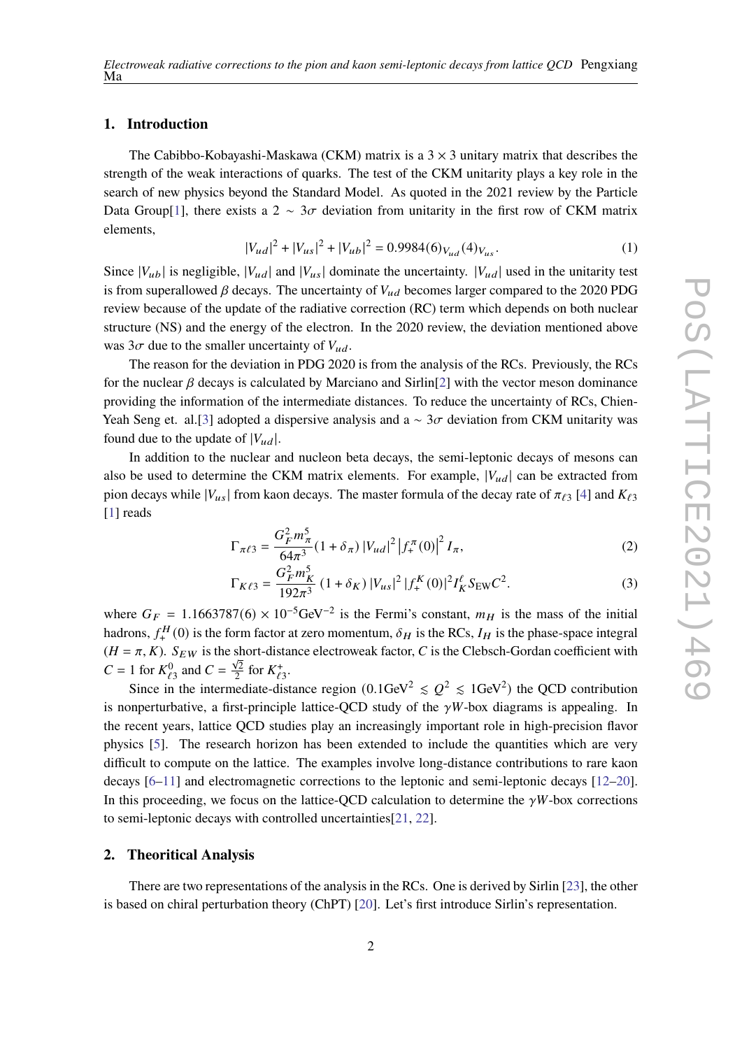## 1. Introduction

The Cabibbo-Kobayashi-Maskawa (CKM) matrix is a $3 \times 3$ unitary matrix that describes the strength of the weak interactions of quarks. The test of the CKM unitarity plays a key role in the search of new physics beyond the Standard Model. As quoted in the 2021 review by the Particle Data Group[1], there exists a $2 \sim 3\sigma$ deviation from unitarity in the first row of CKM matrix elements,

$$|V_{ud}|^2 + |V_{us}|^2 + |V_{ub}|^2 = 0.9984(6)_{V_{ud}}(4)_{V_{us}}. \tag{1}$$

Since $|V_{ub}|$ is negligible, $|V_{ud}|$ and $|V_{us}|$ dominate the uncertainty. $|V_{ud}|$ used in the unitarity test is from superallowed $\beta$ decays. The uncertainty of $V_{ud}$ becomes larger compared to the 2020 PDG review because of the update of the radiative correction (RC) term which depends on both nuclear structure (NS) and the energy of the electron. In the 2020 review, the deviation mentioned above was $3\sigma$ due to the smaller uncertainty of $V_{ud}$.

The reason for the deviation in PDG 2020 is from the analysis of the RCs. Previously, the RCs for the nuclear $\beta$ decays is calculated by Marciano and Sirlin[2] with the vector meson dominance providing the information of the intermediate distances. To reduce the uncertainty of RCs, Chien-Yeah Seng et. al.[3] adopted a dispersive analysis and a $\sim 3\sigma$ deviation from CKM unitarity was found due to the update of $|V_{ud}|$.

In addition to the nuclear and nucleon beta decays, the semi-leptonic decays of mesons can also be used to determine the CKM matrix elements. For example, $|V_{ud}|$ can be extracted from pion decays while $|V_{us}|$ from kaon decays. The master formula of the decay rate of $\pi_{\ell 3}$ [4] and $K_{\ell 3}$ [1] reads

$$\Gamma_{\pi\ell 3} = \frac{G_F^2 m_\pi^5}{64\pi^3}(1+\delta_\pi)\,|V_{ud}|^2 \left|f_+^\pi(0)\right|^2 I_\pi, \tag{2}$$

$$\Gamma_{K\ell 3} = \frac{G_F^2 m_K^5}{192\pi^3}\,(1+\delta_K)\,|V_{us}|^2\,|f_+^K(0)|^2 I_K^\ell S_{\rm EW} C^2. \tag{3}$$

where $G_F = 1.1663787(6) \times 10^{-5}\text{GeV}^{-2}$ is the Fermi's constant, $m_H$ is the mass of the initial hadrons, $f_+^H(0)$ is the form factor at zero momentum, $\delta_H$ is the RCs, $I_H$ is the phase-space integral $(H = \pi, K)$. $S_{EW}$ is the short-distance electroweak factor, $C$ is the Clebsch-Gordan coefficient with $C = 1$ for $K_{\ell 3}^0$ and $C = \frac{\sqrt{2}}{2}$ for $K_{\ell 3}^+$.

Since in the intermediate-distance region ($0.1\text{GeV}^2 \lesssim Q^2 \lesssim 1\text{GeV}^2$) the QCD contribution is nonperturbative, a first-principle lattice-QCD study of the $\gamma W$-box diagrams is appealing. In the recent years, lattice QCD studies play an increasingly important role in high-precision flavor physics [5]. The research horizon has been extended to include the quantities which are very difficult to compute on the lattice. The examples involve long-distance contributions to rare kaon decays [6–11] and electromagnetic corrections to the leptonic and semi-leptonic decays [12–20]. In this proceeding, we focus on the lattice-QCD calculation to determine the $\gamma W$-box corrections to semi-leptonic decays with controlled uncertainties[21, 22].

## 2. Theoritical Analysis

There are two representations of the analysis in the RCs. One is derived by Sirlin [23], the other is based on chiral perturbation theory (ChPT) [20]. Let's first introduce Sirlin's representation.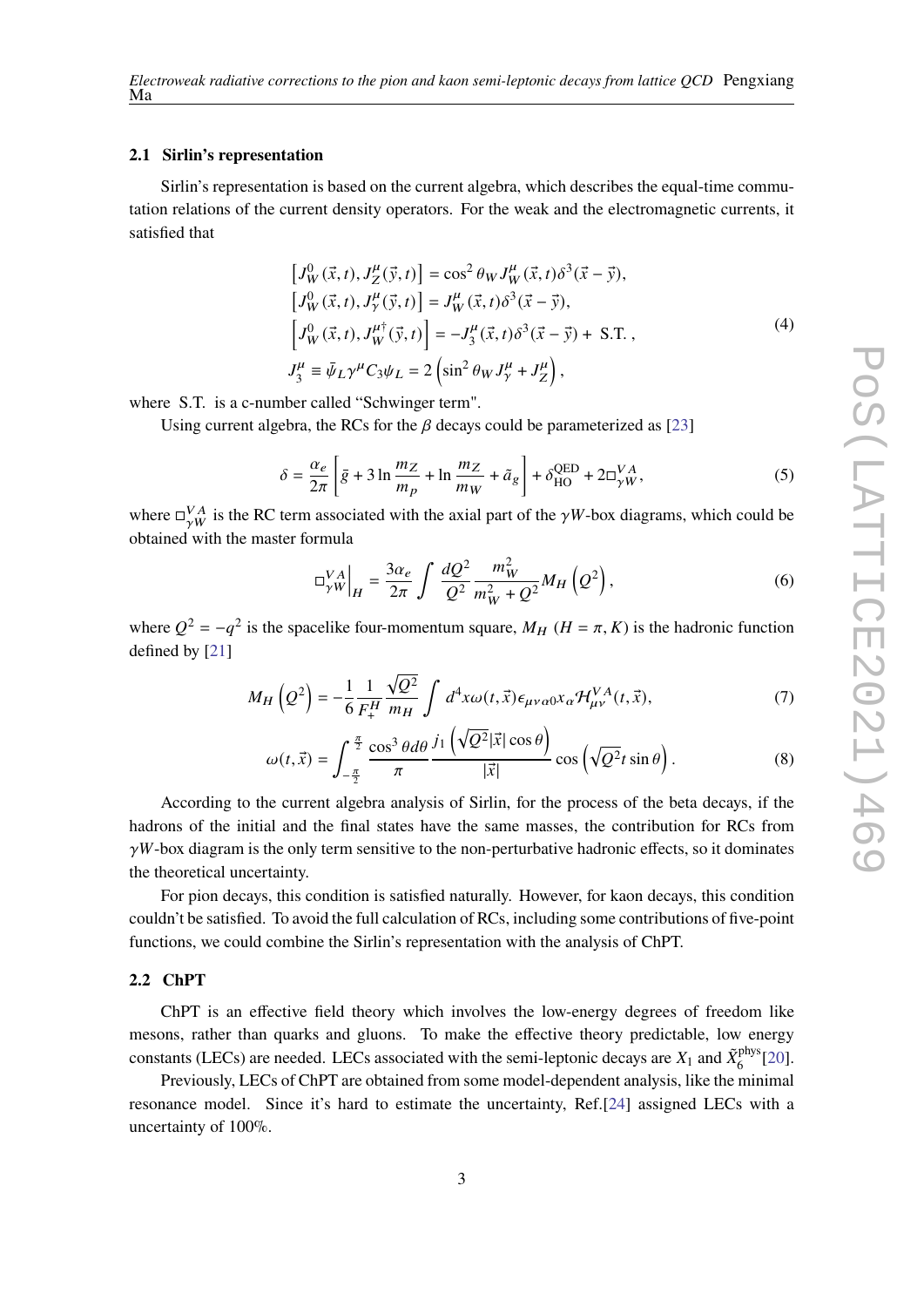### 2.1 Sirlin's representation

Sirlin's representation is based on the current algebra, which describes the equal-time commutation relations of the current density operators. For the weak and the electromagnetic currents, it satisfied that

$$
\begin{aligned}
\left[J_W^0(\vec{x},t), J_Z^\mu(\vec{y},t)\right] &= \cos^2\theta_W J_W^\mu(\vec{x},t)\delta^3(\vec{x}-\vec{y}), \\
\left[J_W^0(\vec{x},t), J_\gamma^\mu(\vec{y},t)\right] &= J_W^\mu(\vec{x},t)\delta^3(\vec{x}-\vec{y}), \\
\left[J_W^0(\vec{x},t), J_W^{\mu\dagger}(\vec{y},t)\right] &= -J_3^\mu(\vec{x},t)\delta^3(\vec{x}-\vec{y}) + \text{ S.T. }, \\
J_3^\mu \equiv \bar{\psi}_L\gamma^\mu C_3\psi_L &= 2\left(\sin^2\theta_W J_\gamma^\mu + J_Z^\mu\right),
\end{aligned}
\tag{4}
$$

where S.T. is a c-number called "Schwinger term".

Using current algebra, the RCs for the $\beta$ decays could be parameterized as [23]

$$
\delta = \frac{\alpha_e}{2\pi}\left[\bar{g} + 3\ln\frac{m_Z}{m_p} + \ln\frac{m_Z}{m_W} + \tilde{a}_g\right] + \delta_{\text{HO}}^{\text{QED}} + 2\square_{\gamma W}^{VA},
\tag{5}
$$

where $\square_{\gamma W}^{VA}$ is the RC term associated with the axial part of the $\gamma W$-box diagrams, which could be obtained with the master formula

$$
\left.\square_{\gamma W}^{VA}\right|_H = \frac{3\alpha_e}{2\pi}\int\frac{dQ^2}{Q^2}\frac{m_W^2}{m_W^2+Q^2}M_H\left(Q^2\right),
\tag{6}
$$

where $Q^2 = -q^2$ is the spacelike four-momentum square, $M_H$ ($H = \pi, K$) is the hadronic function defined by [21]

$$
M_H\left(Q^2\right) = -\frac{1}{6}\frac{1}{F_+^H}\frac{\sqrt{Q^2}}{m_H}\int d^4x\,\omega(t,\vec{x})\epsilon_{\mu\nu\alpha 0}x_\alpha\mathcal{H}_{\mu\nu}^{VA}(t,\vec{x}),
\tag{7}
$$

$$
\omega(t,\vec{x}) = \int_{-\frac{\pi}{2}}^{\frac{\pi}{2}}\frac{\cos^3\theta d\theta}{\pi}\frac{j_1\left(\sqrt{Q^2}|\vec{x}|\cos\theta\right)}{|\vec{x}|}\cos\left(\sqrt{Q^2}t\sin\theta\right).
\tag{8}
$$

According to the current algebra analysis of Sirlin, for the process of the beta decays, if the hadrons of the initial and the final states have the same masses, the contribution for RCs from $\gamma W$-box diagram is the only term sensitive to the non-perturbative hadronic effects, so it dominates the theoretical uncertainty.

For pion decays, this condition is satisfied naturally. However, for kaon decays, this condition couldn't be satisfied. To avoid the full calculation of RCs, including some contributions of five-point functions, we could combine the Sirlin's representation with the analysis of ChPT.

### 2.2 ChPT

ChPT is an effective field theory which involves the low-energy degrees of freedom like mesons, rather than quarks and gluons. To make the effective theory predictable, low energy constants (LECs) are needed. LECs associated with the semi-leptonic decays are $X_1$ and $\bar{X}_6^{\text{phys}}$[20].

Previously, LECs of ChPT are obtained from some model-dependent analysis, like the minimal resonance model. Since it's hard to estimate the uncertainty, Ref.[24] assigned LECs with a uncertainty of 100%.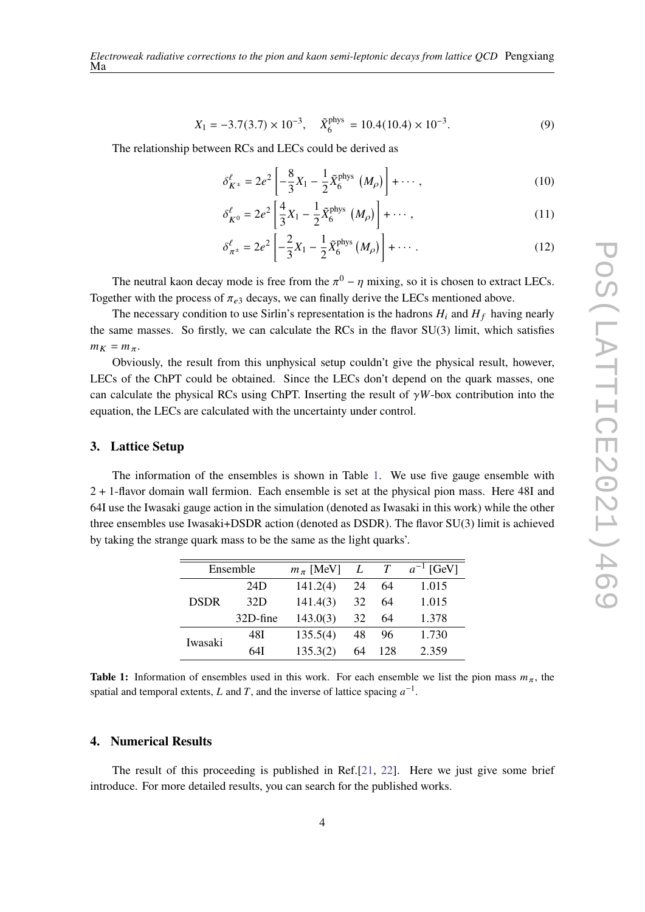$$X_1 = -3.7(3.7) \times 10^{-3}, \quad \bar{X}_6^{\text{phys}} = 10.4(10.4) \times 10^{-3}. \tag{9}$$

The relationship between RCs and LECs could be derived as

$$\delta_{K^\pm}^\ell = 2e^2 \left[ -\frac{8}{3} X_1 - \frac{1}{2} \bar{X}_6^{\text{phys}} \left( M_\rho \right) \right] + \cdots , \tag{10}$$

$$\delta_{K^0}^\ell = 2e^2 \left[ \frac{4}{3} X_1 - \frac{1}{2} \bar{X}_6^{\text{phys}} \left( M_\rho \right) \right] + \cdots , \tag{11}$$

$$\delta_{\pi^\pm}^\ell = 2e^2 \left[ -\frac{2}{3} X_1 - \frac{1}{2} \bar{X}_6^{\text{phys}} \left( M_\rho \right) \right] + \cdots . \tag{12}$$

The neutral kaon decay mode is free from the $\pi^0 - \eta$ mixing, so it is chosen to extract LECs. Together with the process of $\pi_{e3}$ decays, we can finally derive the LECs mentioned above.

The necessary condition to use Sirlin's representation is the hadrons $H_i$ and $H_f$ having nearly the same masses. So firstly, we can calculate the RCs in the flavor SU(3) limit, which satisfies $m_K = m_\pi$.

Obviously, the result from this unphysical setup couldn't give the physical result, however, LECs of the ChPT could be obtained. Since the LECs don't depend on the quark masses, one can calculate the physical RCs using ChPT. Inserting the result of $\gamma W$-box contribution into the equation, the LECs are calculated with the uncertainty under control.

## 3. Lattice Setup

The information of the ensembles is shown in Table 1. We use five gauge ensemble with 2 + 1-flavor domain wall fermion. Each ensemble is set at the physical pion mass. Here 48I and 64I use the Iwasaki gauge action in the simulation (denoted as Iwasaki in this work) while the other three ensembles use Iwasaki+DSDR action (denoted as DSDR). The flavor SU(3) limit is achieved by taking the strange quark mass to be the same as the light quarks'.

| Ensemble | | $m_\pi$ [MeV] | $L$ | $T$ | $a^{-1}$ [GeV] |
|---|---|---|---|---|---|
| DSDR | 24D | 141.2(4) | 24 | 64 | 1.015 |
| | 32D | 141.4(3) | 32 | 64 | 1.015 |
| | 32D-fine | 143.0(3) | 32 | 64 | 1.378 |
| Iwasaki | 48I | 135.5(4) | 48 | 96 | 1.730 |
| | 64I | 135.3(2) | 64 | 128 | 2.359 |

**Table 1:** Information of ensembles used in this work. For each ensemble we list the pion mass $m_\pi$, the spatial and temporal extents, $L$ and $T$, and the inverse of lattice spacing $a^{-1}$.

## 4. Numerical Results

The result of this proceeding is published in Ref.[21, 22]. Here we just give some brief introduce. For more detailed results, you can search for the published works.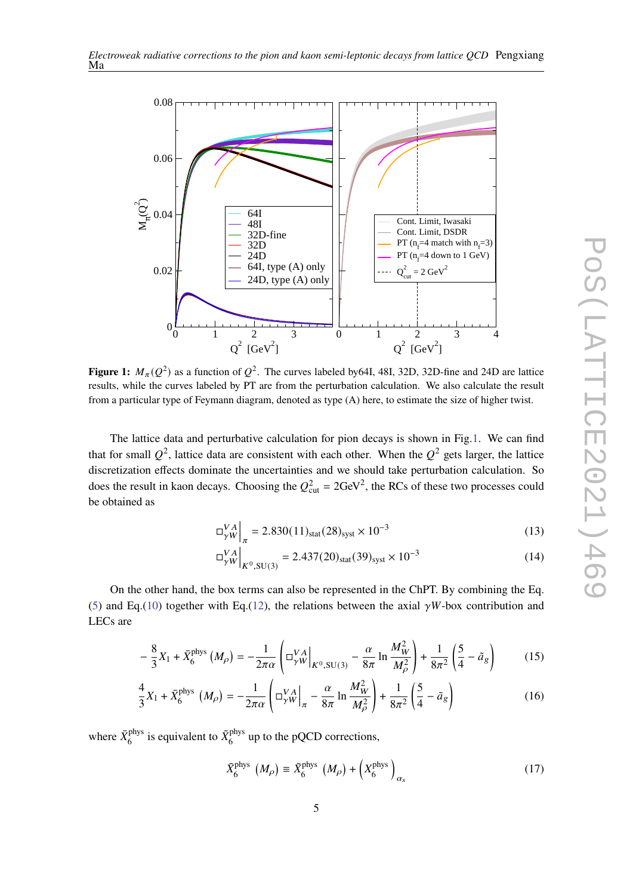**Figure 1:** $M_\pi(Q^2)$ as a function of $Q^2$. The curves labeled by64I, 48I, 32D, 32D-fine and 24D are lattice results, while the curves labeled by PT are from the perturbation calculation. We also calculate the result from a particular type of Feymann diagram, denoted as type (A) here, to estimate the size of higher twist.

The lattice data and perturbative calculation for pion decays is shown in Fig.1. We can find that for small $Q^2$, lattice data are consistent with each other. When the $Q^2$ gets larger, the lattice discretization effects dominate the uncertainties and we should take perturbation calculation. So does the result in kaon decays. Choosing the $Q^2_{\text{cut}} = 2\text{GeV}^2$, the RCs of these two processes could be obtained as

$$\square^{VA}_{\gamma W}\Big|_{\pi} = 2.830(11)_{\text{stat}}(28)_{\text{syst}} \times 10^{-3} \tag{13}$$

$$\square^{VA}_{\gamma W}\Big|_{K^0,\text{SU(3)}} = 2.437(20)_{\text{stat}}(39)_{\text{syst}} \times 10^{-3} \tag{14}$$

On the other hand, the box terms can also be represented in the ChPT. By combining the Eq.(5) and Eq.(10) together with Eq.(12), the relations between the axial $\gamma W$-box contribution and LECs are

$$-\frac{8}{3}X_1 + \bar{X}_6^{\text{phys}}(M_\rho) = -\frac{1}{2\pi\alpha}\left(\square^{VA}_{\gamma W}\Big|_{K^0,\text{SU(3)}} - \frac{\alpha}{8\pi}\ln\frac{M_W^2}{M_\rho^2}\right) + \frac{1}{8\pi^2}\left(\frac{5}{4} - \tilde{a}_g\right) \tag{15}$$

$$\frac{4}{3}X_1 + \bar{X}_6^{\text{phys}}(M_\rho) = -\frac{1}{2\pi\alpha}\left(\square^{VA}_{\gamma W}\Big|_{\pi} - \frac{\alpha}{8\pi}\ln\frac{M_W^2}{M_\rho^2}\right) + \frac{1}{8\pi^2}\left(\frac{5}{4} - \tilde{a}_g\right) \tag{16}$$

where $\bar{X}_6^{\text{phys}}$ is equivalent to $\tilde{X}_6^{\text{phys}}$ up to the pQCD corrections,

$$\bar{X}_6^{\text{phys}}(M_\rho) \equiv \tilde{X}_6^{\text{phys}}(M_\rho) + \left(X_6^{\text{phys}}\right)_{\alpha_s} \tag{17}$$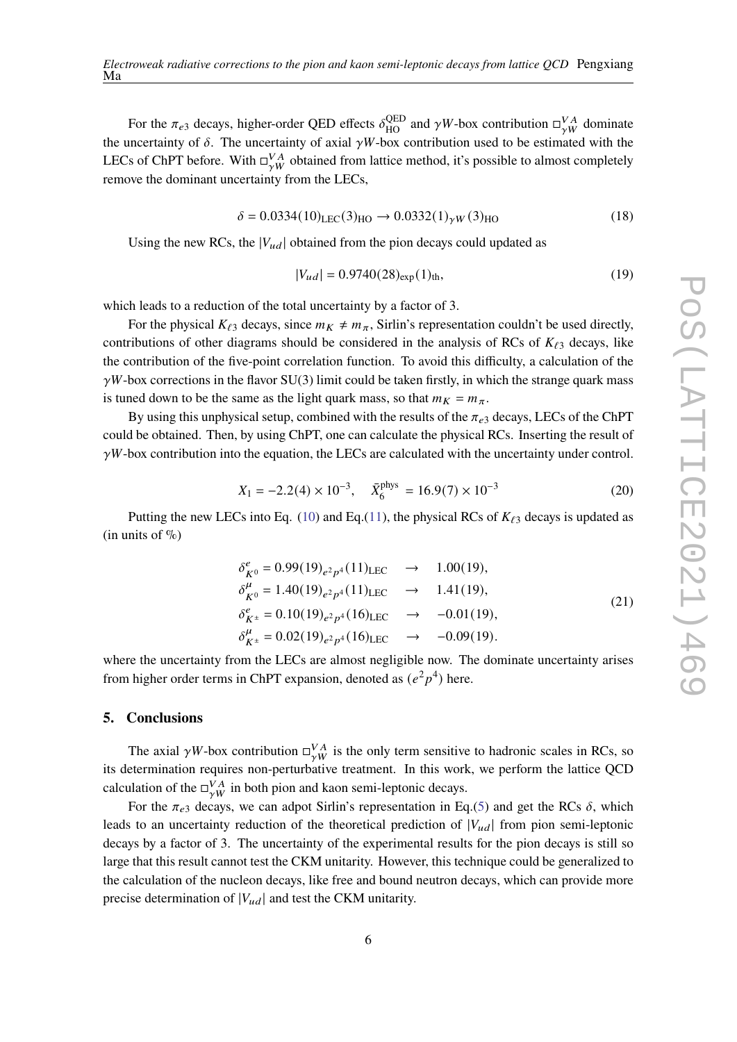For the $\pi_{e3}$ decays, higher-order QED effects $\delta_{\rm HO}^{\rm QED}$ and $\gamma W$-box contribution $\Box_{\gamma W}^{VA}$ dominate the uncertainty of $\delta$. The uncertainty of axial $\gamma W$-box contribution used to be estimated with the LECs of ChPT before. With $\Box_{\gamma W}^{VA}$ obtained from lattice method, it's possible to almost completely remove the dominant uncertainty from the LECs,

$$\delta = 0.0334(10)_{\rm LEC}(3)_{\rm HO} \rightarrow 0.0332(1)_{\gamma W}(3)_{\rm HO} \tag{18}$$

Using the new RCs, the $|V_{ud}|$ obtained from the pion decays could updated as

$$|V_{ud}| = 0.9740(28)_{\rm exp}(1)_{\rm th}, \tag{19}$$

which leads to a reduction of the total uncertainty by a factor of 3.

For the physical $K_{\ell 3}$ decays, since $m_K \neq m_\pi$, Sirlin's representation couldn't be used directly, contributions of other diagrams should be considered in the analysis of RCs of $K_{\ell 3}$ decays, like the contribution of the five-point correlation function. To avoid this difficulty, a calculation of the $\gamma W$-box corrections in the flavor SU(3) limit could be taken firstly, in which the strange quark mass is tuned down to be the same as the light quark mass, so that $m_K = m_\pi$.

By using this unphysical setup, combined with the results of the $\pi_{e3}$ decays, LECs of the ChPT could be obtained. Then, by using ChPT, one can calculate the physical RCs. Inserting the result of $\gamma W$-box contribution into the equation, the LECs are calculated with the uncertainty under control.

$$X_1 = -2.2(4) \times 10^{-3}, \quad \bar{X}_6^{\rm phys} = 16.9(7) \times 10^{-3} \tag{20}$$

Putting the new LECs into Eq. (10) and Eq.(11), the physical RCs of $K_{\ell 3}$ decays is updated as (in units of %)

$$\begin{aligned}
\delta_{K^0}^{e} &= 0.99(19)_{e^2p^4}(11)_{\rm LEC} &&\rightarrow \quad 1.00(19), \\
\delta_{K^0}^{\mu} &= 1.40(19)_{e^2p^4}(11)_{\rm LEC} &&\rightarrow \quad 1.41(19), \\
\delta_{K^\pm}^{e} &= 0.10(19)_{e^2p^4}(16)_{\rm LEC} &&\rightarrow \quad -0.01(19), \\
\delta_{K^\pm}^{\mu} &= 0.02(19)_{e^2p^4}(16)_{\rm LEC} &&\rightarrow \quad -0.09(19).
\end{aligned} \tag{21}$$

where the uncertainty from the LECs are almost negligible now. The dominate uncertainty arises from higher order terms in ChPT expansion, denoted as $(e^2p^4)$ here.

## 5. Conclusions

The axial $\gamma W$-box contribution $\Box_{\gamma W}^{VA}$ is the only term sensitive to hadronic scales in RCs, so its determination requires non-perturbative treatment. In this work, we perform the lattice QCD calculation of the $\Box_{\gamma W}^{VA}$ in both pion and kaon semi-leptonic decays.

For the $\pi_{e3}$ decays, we can adpot Sirlin's representation in Eq.(5) and get the RCs $\delta$, which leads to an uncertainty reduction of the theoretical prediction of $|V_{ud}|$ from pion semi-leptonic decays by a factor of 3. The uncertainty of the experimental results for the pion decays is still so large that this result cannot test the CKM unitarity. However, this technique could be generalized to the calculation of the nucleon decays, like free and bound neutron decays, which can provide more precise determination of $|V_{ud}|$ and test the CKM unitarity.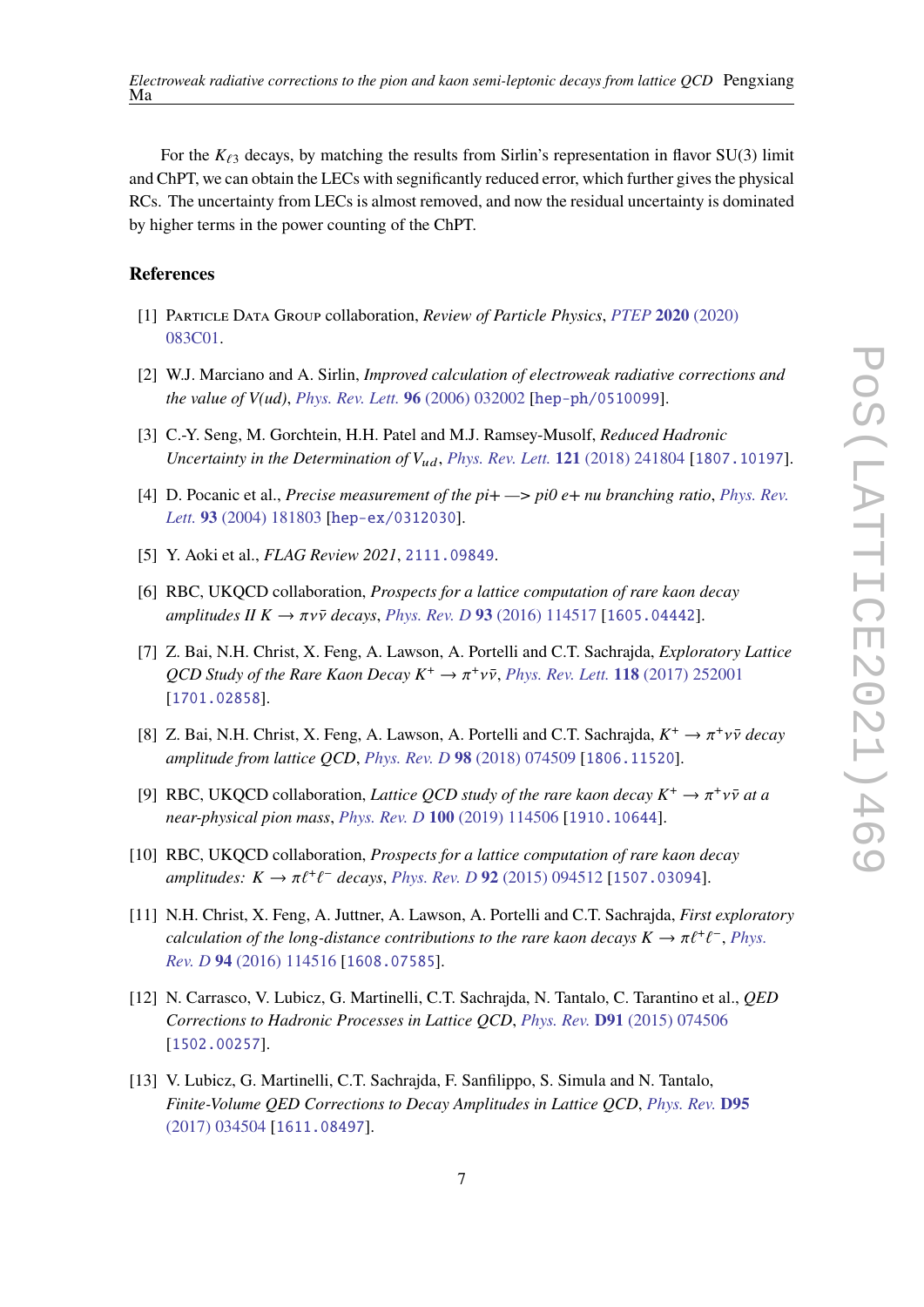For the $K_{\ell 3}$ decays, by matching the results from Sirlin's representation in flavor SU(3) limit and ChPT, we can obtain the LECs with significantly reduced error, which further gives the physical RCs. The uncertainty from LECs is almost removed, and now the residual uncertainty is dominated by higher terms in the power counting of the ChPT.

## References

[1] Particle Data Group collaboration, *Review of Particle Physics*, *PTEP* **2020** (2020) 083C01.

[2] W.J. Marciano and A. Sirlin, *Improved calculation of electroweak radiative corrections and the value of V(ud)*, *Phys. Rev. Lett.* **96** (2006) 032002 [hep-ph/0510099].

[3] C.-Y. Seng, M. Gorchtein, H.H. Patel and M.J. Ramsey-Musolf, *Reduced Hadronic Uncertainty in the Determination of $V_{ud}$*, *Phys. Rev. Lett.* **121** (2018) 241804 [1807.10197].

[4] D. Pocanic et al., *Precise measurement of the pi+ —> pi0 e+ nu branching ratio*, *Phys. Rev. Lett.* **93** (2004) 181803 [hep-ex/0312030].

[5] Y. Aoki et al., *FLAG Review 2021*, 2111.09849.

[6] RBC, UKQCD collaboration, *Prospects for a lattice computation of rare kaon decay amplitudes II $K \to \pi\nu\bar{\nu}$ decays*, *Phys. Rev. D* **93** (2016) 114517 [1605.04442].

[7] Z. Bai, N.H. Christ, X. Feng, A. Lawson, A. Portelli and C.T. Sachrajda, *Exploratory Lattice QCD Study of the Rare Kaon Decay $K^+ \to \pi^+\nu\bar{\nu}$*, *Phys. Rev. Lett.* **118** (2017) 252001 [1701.02858].

[8] Z. Bai, N.H. Christ, X. Feng, A. Lawson, A. Portelli and C.T. Sachrajda, *$K^+ \to \pi^+\nu\bar{\nu}$ decay amplitude from lattice QCD*, *Phys. Rev. D* **98** (2018) 074509 [1806.11520].

[9] RBC, UKQCD collaboration, *Lattice QCD study of the rare kaon decay $K^+ \to \pi^+\nu\bar{\nu}$ at a near-physical pion mass*, *Phys. Rev. D* **100** (2019) 114506 [1910.10644].

[10] RBC, UKQCD collaboration, *Prospects for a lattice computation of rare kaon decay amplitudes: $K \to \pi\ell^+\ell^-$ decays*, *Phys. Rev. D* **92** (2015) 094512 [1507.03094].

[11] N.H. Christ, X. Feng, A. Juttner, A. Lawson, A. Portelli and C.T. Sachrajda, *First exploratory calculation of the long-distance contributions to the rare kaon decays $K \to \pi\ell^+\ell^-$*, *Phys. Rev. D* **94** (2016) 114516 [1608.07585].

[12] N. Carrasco, V. Lubicz, G. Martinelli, C.T. Sachrajda, N. Tantalo, C. Tarantino et al., *QED Corrections to Hadronic Processes in Lattice QCD*, *Phys. Rev.* **D91** (2015) 074506 [1502.00257].

[13] V. Lubicz, G. Martinelli, C.T. Sachrajda, F. Sanfilippo, S. Simula and N. Tantalo, *Finite-Volume QED Corrections to Decay Amplitudes in Lattice QCD*, *Phys. Rev.* **D95** (2017) 034504 [1611.08497].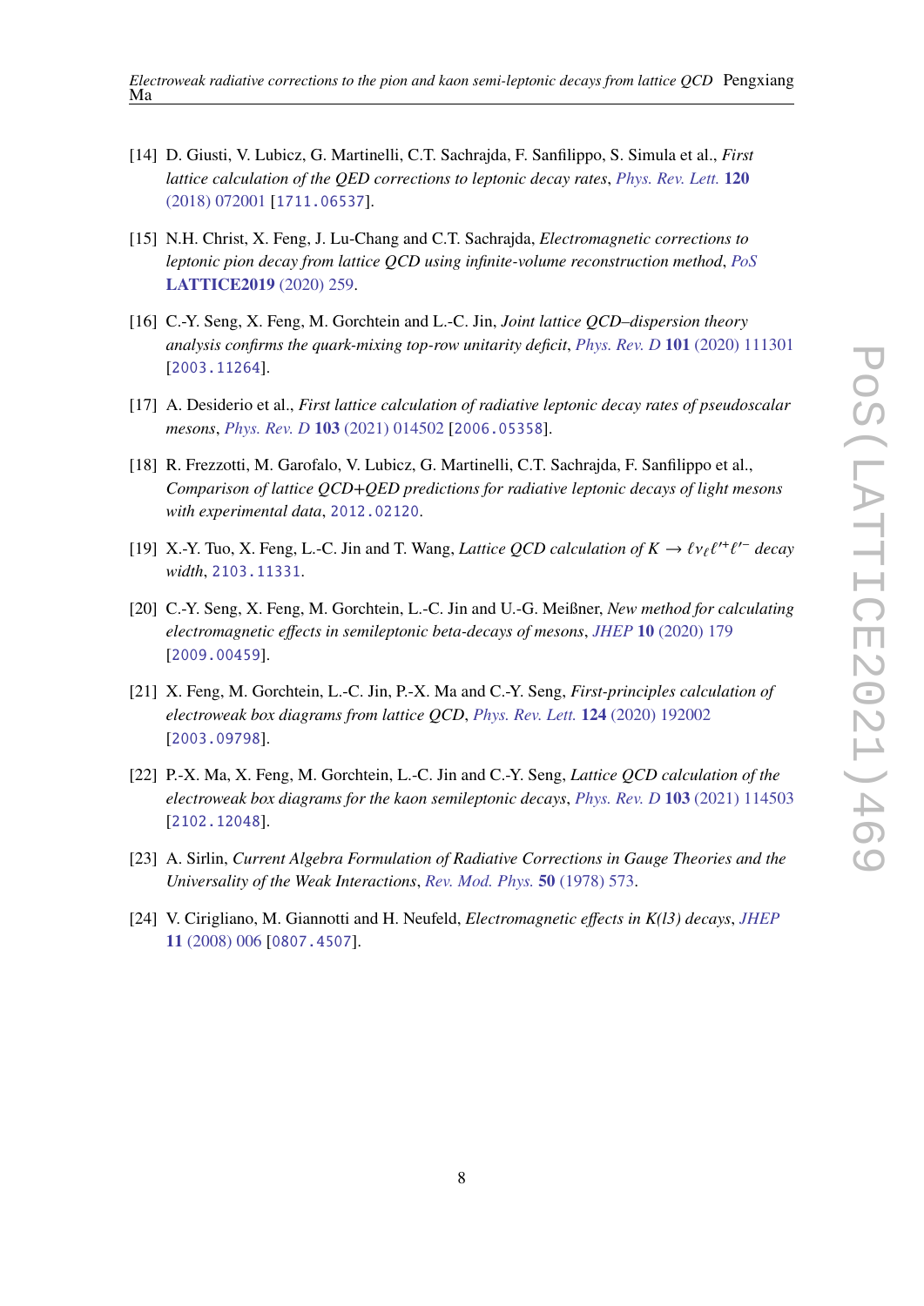[14] D. Giusti, V. Lubicz, G. Martinelli, C.T. Sachrajda, F. Sanfilippo, S. Simula et al., *First lattice calculation of the QED corrections to leptonic decay rates*, *Phys. Rev. Lett.* **120** (2018) 072001 [1711.06537].

[15] N.H. Christ, X. Feng, J. Lu-Chang and C.T. Sachrajda, *Electromagnetic corrections to leptonic pion decay from lattice QCD using infinite-volume reconstruction method*, *PoS* **LATTICE2019** (2020) 259.

[16] C.-Y. Seng, X. Feng, M. Gorchtein and L.-C. Jin, *Joint lattice QCD–dispersion theory analysis confirms the quark-mixing top-row unitarity deficit*, *Phys. Rev. D* **101** (2020) 111301 [2003.11264].

[17] A. Desiderio et al., *First lattice calculation of radiative leptonic decay rates of pseudoscalar mesons*, *Phys. Rev. D* **103** (2021) 014502 [2006.05358].

[18] R. Frezzotti, M. Garofalo, V. Lubicz, G. Martinelli, C.T. Sachrajda, F. Sanfilippo et al., *Comparison of lattice QCD+QED predictions for radiative leptonic decays of light mesons with experimental data*, 2012.02120.

[19] X.-Y. Tuo, X. Feng, L.-C. Jin and T. Wang, *Lattice QCD calculation of $K \to \ell \nu_\ell \ell'^+ \ell'^-$ decay width*, 2103.11331.

[20] C.-Y. Seng, X. Feng, M. Gorchtein, L.-C. Jin and U.-G. Meißner, *New method for calculating electromagnetic effects in semileptonic beta-decays of mesons*, *JHEP* **10** (2020) 179 [2009.00459].

[21] X. Feng, M. Gorchtein, L.-C. Jin, P.-X. Ma and C.-Y. Seng, *First-principles calculation of electroweak box diagrams from lattice QCD*, *Phys. Rev. Lett.* **124** (2020) 192002 [2003.09798].

[22] P.-X. Ma, X. Feng, M. Gorchtein, L.-C. Jin and C.-Y. Seng, *Lattice QCD calculation of the electroweak box diagrams for the kaon semileptonic decays*, *Phys. Rev. D* **103** (2021) 114503 [2102.12048].

[23] A. Sirlin, *Current Algebra Formulation of Radiative Corrections in Gauge Theories and the Universality of the Weak Interactions*, *Rev. Mod. Phys.* **50** (1978) 573.

[24] V. Cirigliano, M. Giannotti and H. Neufeld, *Electromagnetic effects in K(l3) decays*, *JHEP* **11** (2008) 006 [0807.4507].